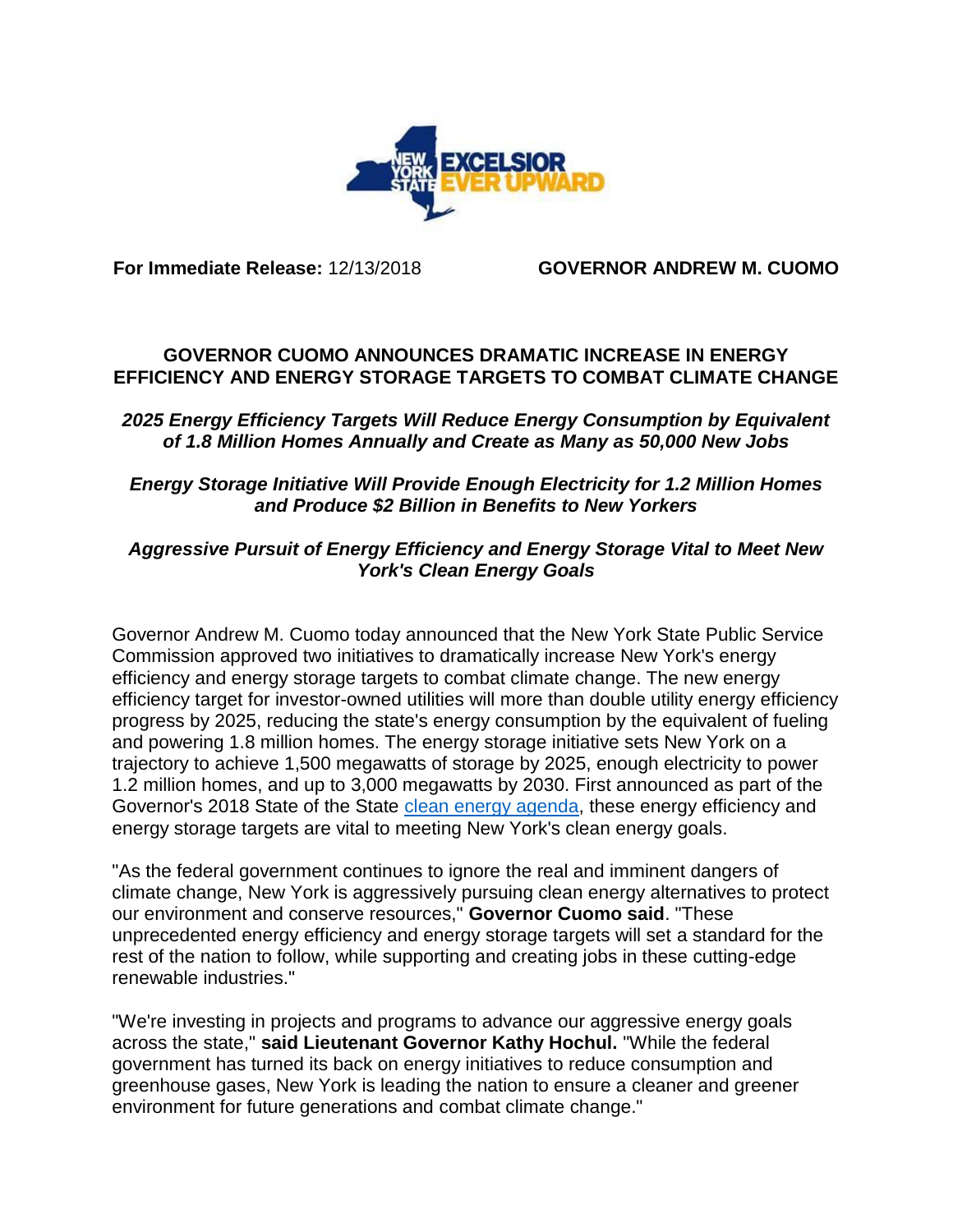**For Immediate Release:** 12/13/2018 **GOVERNOR ANDREW M. CUOMO**

# GOVERNOR CUOMO ANNOUNCES DRAMATIC INCREASE IN ENERGY EFFICIENCY AND ENERGY STORAGE TARGETS TO COMBAT CLIMATE CHANGE

***2025 Energy Efficiency Targets Will Reduce Energy Consumption by Equivalent of 1.8 Million Homes Annually and Create as Many as 50,000 New Jobs***

***Energy Storage Initiative Will Provide Enough Electricity for 1.2 Million Homes and Produce $2 Billion in Benefits to New Yorkers***

***Aggressive Pursuit of Energy Efficiency and Energy Storage Vital to Meet New York's Clean Energy Goals***

Governor Andrew M. Cuomo today announced that the New York State Public Service Commission approved two initiatives to dramatically increase New York's energy efficiency and energy storage targets to combat climate change. The new energy efficiency target for investor-owned utilities will more than double utility energy efficiency progress by 2025, reducing the state's energy consumption by the equivalent of fueling and powering 1.8 million homes. The energy storage initiative sets New York on a trajectory to achieve 1,500 megawatts of storage by 2025, enough electricity to power 1.2 million homes, and up to 3,000 megawatts by 2030. First announced as part of the Governor's 2018 State of the State clean energy agenda, these energy efficiency and energy storage targets are vital to meeting New York's clean energy goals.

"As the federal government continues to ignore the real and imminent dangers of climate change, New York is aggressively pursuing clean energy alternatives to protect our environment and conserve resources," **Governor Cuomo said**. "These unprecedented energy efficiency and energy storage targets will set a standard for the rest of the nation to follow, while supporting and creating jobs in these cutting-edge renewable industries."

"We're investing in projects and programs to advance our aggressive energy goals across the state," **said Lieutenant Governor Kathy Hochul.** "While the federal government has turned its back on energy initiatives to reduce consumption and greenhouse gases, New York is leading the nation to ensure a cleaner and greener environment for future generations and combat climate change."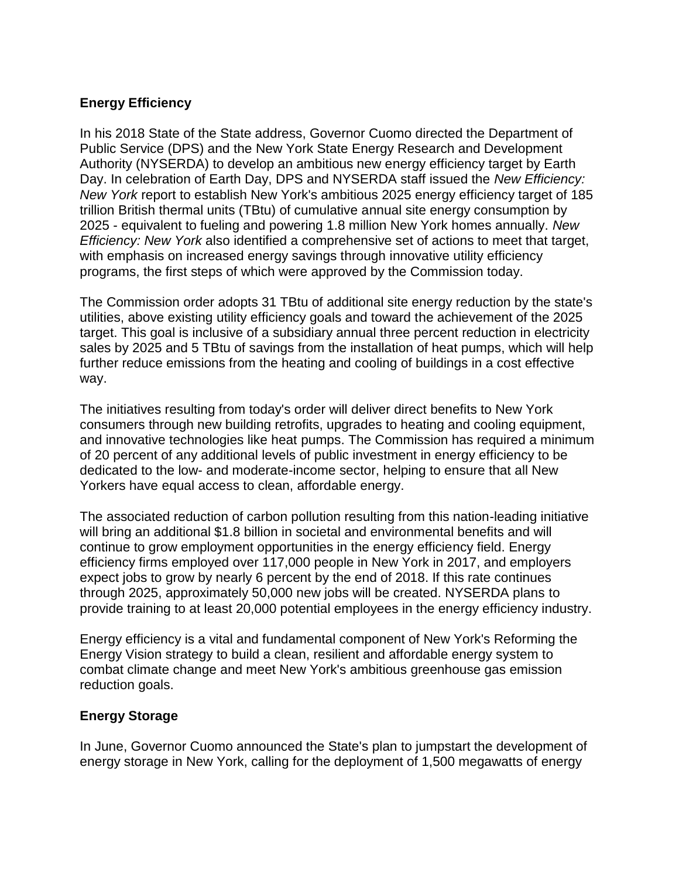## Energy Efficiency

In his 2018 State of the State address, Governor Cuomo directed the Department of Public Service (DPS) and the New York State Energy Research and Development Authority (NYSERDA) to develop an ambitious new energy efficiency target by Earth Day. In celebration of Earth Day, DPS and NYSERDA staff issued the *New Efficiency: New York* report to establish New York's ambitious 2025 energy efficiency target of 185 trillion British thermal units (TBtu) of cumulative annual site energy consumption by 2025 - equivalent to fueling and powering 1.8 million New York homes annually. *New Efficiency: New York* also identified a comprehensive set of actions to meet that target, with emphasis on increased energy savings through innovative utility efficiency programs, the first steps of which were approved by the Commission today.

The Commission order adopts 31 TBtu of additional site energy reduction by the state's utilities, above existing utility efficiency goals and toward the achievement of the 2025 target. This goal is inclusive of a subsidiary annual three percent reduction in electricity sales by 2025 and 5 TBtu of savings from the installation of heat pumps, which will help further reduce emissions from the heating and cooling of buildings in a cost effective way.

The initiatives resulting from today's order will deliver direct benefits to New York consumers through new building retrofits, upgrades to heating and cooling equipment, and innovative technologies like heat pumps. The Commission has required a minimum of 20 percent of any additional levels of public investment in energy efficiency to be dedicated to the low- and moderate-income sector, helping to ensure that all New Yorkers have equal access to clean, affordable energy.

The associated reduction of carbon pollution resulting from this nation-leading initiative will bring an additional $1.8 billion in societal and environmental benefits and will continue to grow employment opportunities in the energy efficiency field. Energy efficiency firms employed over 117,000 people in New York in 2017, and employers expect jobs to grow by nearly 6 percent by the end of 2018. If this rate continues through 2025, approximately 50,000 new jobs will be created. NYSERDA plans to provide training to at least 20,000 potential employees in the energy efficiency industry.

Energy efficiency is a vital and fundamental component of New York's Reforming the Energy Vision strategy to build a clean, resilient and affordable energy system to combat climate change and meet New York's ambitious greenhouse gas emission reduction goals.

## Energy Storage

In June, Governor Cuomo announced the State's plan to jumpstart the development of energy storage in New York, calling for the deployment of 1,500 megawatts of energy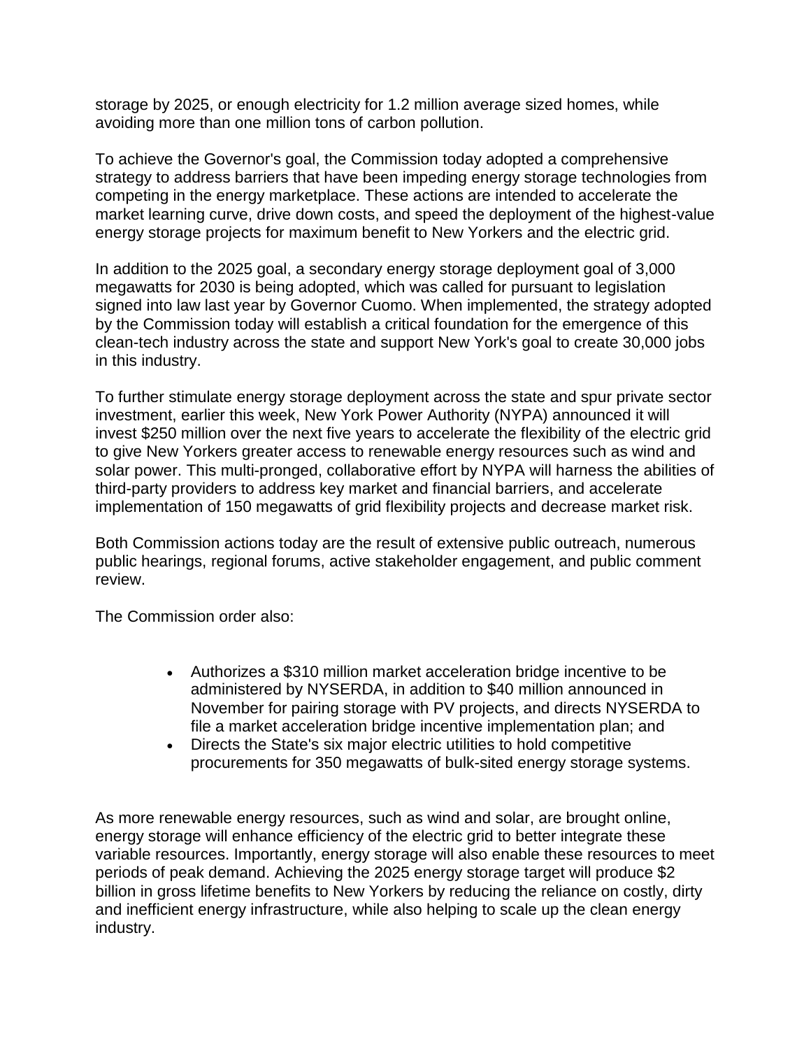storage by 2025, or enough electricity for 1.2 million average sized homes, while avoiding more than one million tons of carbon pollution.

To achieve the Governor's goal, the Commission today adopted a comprehensive strategy to address barriers that have been impeding energy storage technologies from competing in the energy marketplace. These actions are intended to accelerate the market learning curve, drive down costs, and speed the deployment of the highest-value energy storage projects for maximum benefit to New Yorkers and the electric grid.

In addition to the 2025 goal, a secondary energy storage deployment goal of 3,000 megawatts for 2030 is being adopted, which was called for pursuant to legislation signed into law last year by Governor Cuomo. When implemented, the strategy adopted by the Commission today will establish a critical foundation for the emergence of this clean-tech industry across the state and support New York's goal to create 30,000 jobs in this industry.

To further stimulate energy storage deployment across the state and spur private sector investment, earlier this week, New York Power Authority (NYPA) announced it will invest $250 million over the next five years to accelerate the flexibility of the electric grid to give New Yorkers greater access to renewable energy resources such as wind and solar power. This multi-pronged, collaborative effort by NYPA will harness the abilities of third-party providers to address key market and financial barriers, and accelerate implementation of 150 megawatts of grid flexibility projects and decrease market risk.

Both Commission actions today are the result of extensive public outreach, numerous public hearings, regional forums, active stakeholder engagement, and public comment review.

The Commission order also:

- Authorizes a $310 million market acceleration bridge incentive to be administered by NYSERDA, in addition to $40 million announced in November for pairing storage with PV projects, and directs NYSERDA to file a market acceleration bridge incentive implementation plan; and
- Directs the State's six major electric utilities to hold competitive procurements for 350 megawatts of bulk-sited energy storage systems.

As more renewable energy resources, such as wind and solar, are brought online, energy storage will enhance efficiency of the electric grid to better integrate these variable resources. Importantly, energy storage will also enable these resources to meet periods of peak demand. Achieving the 2025 energy storage target will produce $2 billion in gross lifetime benefits to New Yorkers by reducing the reliance on costly, dirty and inefficient energy infrastructure, while also helping to scale up the clean energy industry.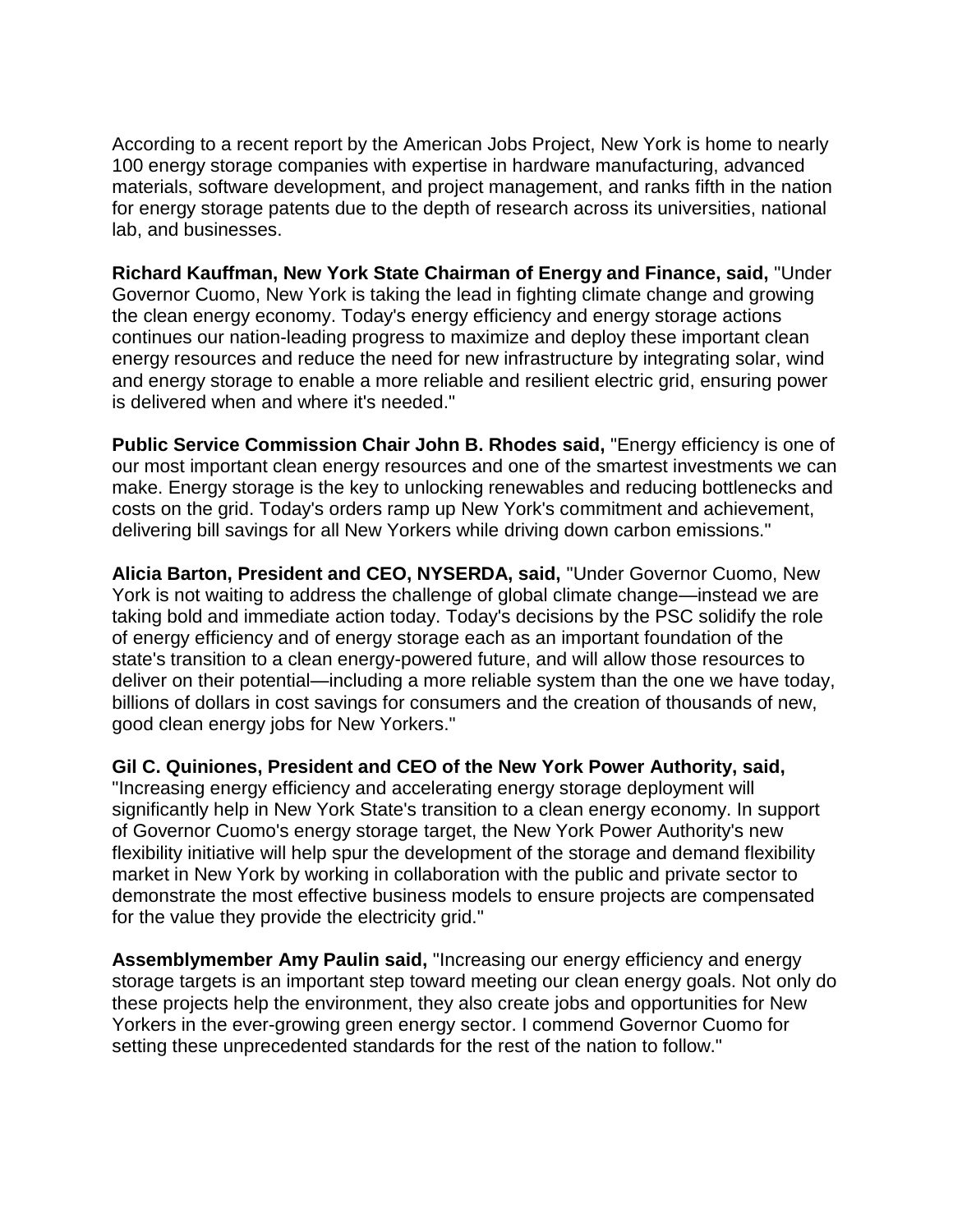According to a recent report by the American Jobs Project, New York is home to nearly 100 energy storage companies with expertise in hardware manufacturing, advanced materials, software development, and project management, and ranks fifth in the nation for energy storage patents due to the depth of research across its universities, national lab, and businesses.

**Richard Kauffman, New York State Chairman of Energy and Finance, said,** "Under Governor Cuomo, New York is taking the lead in fighting climate change and growing the clean energy economy. Today's energy efficiency and energy storage actions continues our nation-leading progress to maximize and deploy these important clean energy resources and reduce the need for new infrastructure by integrating solar, wind and energy storage to enable a more reliable and resilient electric grid, ensuring power is delivered when and where it's needed."

**Public Service Commission Chair John B. Rhodes said,** "Energy efficiency is one of our most important clean energy resources and one of the smartest investments we can make. Energy storage is the key to unlocking renewables and reducing bottlenecks and costs on the grid. Today's orders ramp up New York's commitment and achievement, delivering bill savings for all New Yorkers while driving down carbon emissions."

**Alicia Barton, President and CEO, NYSERDA, said,** "Under Governor Cuomo, New York is not waiting to address the challenge of global climate change—instead we are taking bold and immediate action today. Today's decisions by the PSC solidify the role of energy efficiency and of energy storage each as an important foundation of the state's transition to a clean energy-powered future, and will allow those resources to deliver on their potential—including a more reliable system than the one we have today, billions of dollars in cost savings for consumers and the creation of thousands of new, good clean energy jobs for New Yorkers."

**Gil C. Quiniones, President and CEO of the New York Power Authority, said,** "Increasing energy efficiency and accelerating energy storage deployment will significantly help in New York State's transition to a clean energy economy. In support of Governor Cuomo's energy storage target, the New York Power Authority's new flexibility initiative will help spur the development of the storage and demand flexibility market in New York by working in collaboration with the public and private sector to demonstrate the most effective business models to ensure projects are compensated for the value they provide the electricity grid."

**Assemblymember Amy Paulin said,** "Increasing our energy efficiency and energy storage targets is an important step toward meeting our clean energy goals. Not only do these projects help the environment, they also create jobs and opportunities for New Yorkers in the ever-growing green energy sector. I commend Governor Cuomo for setting these unprecedented standards for the rest of the nation to follow."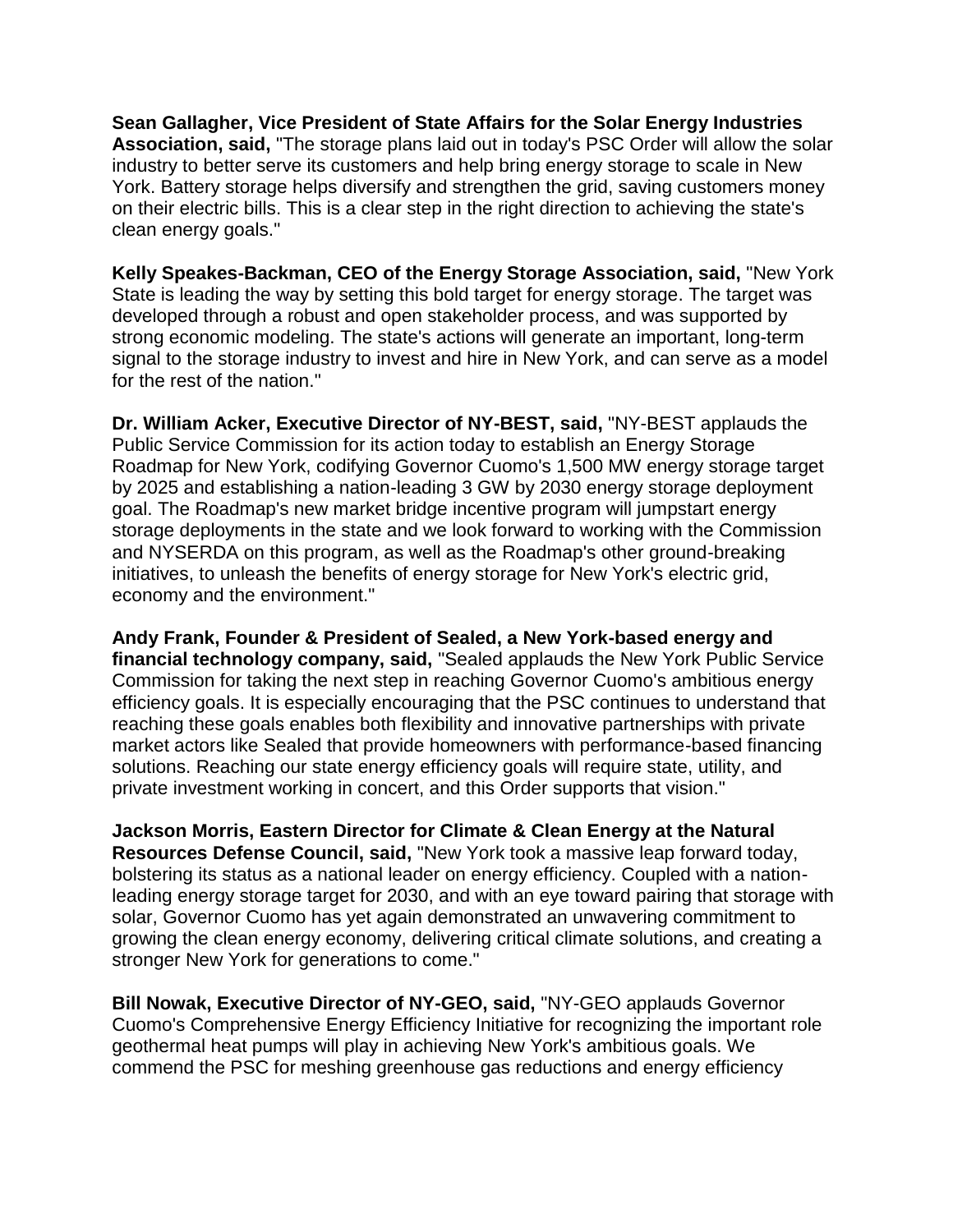**Sean Gallagher, Vice President of State Affairs for the Solar Energy Industries Association, said,** "The storage plans laid out in today's PSC Order will allow the solar industry to better serve its customers and help bring energy storage to scale in New York. Battery storage helps diversify and strengthen the grid, saving customers money on their electric bills. This is a clear step in the right direction to achieving the state's clean energy goals."

**Kelly Speakes-Backman, CEO of the Energy Storage Association, said,** "New York State is leading the way by setting this bold target for energy storage. The target was developed through a robust and open stakeholder process, and was supported by strong economic modeling. The state's actions will generate an important, long-term signal to the storage industry to invest and hire in New York, and can serve as a model for the rest of the nation."

**Dr. William Acker, Executive Director of NY-BEST, said,** "NY-BEST applauds the Public Service Commission for its action today to establish an Energy Storage Roadmap for New York, codifying Governor Cuomo's 1,500 MW energy storage target by 2025 and establishing a nation-leading 3 GW by 2030 energy storage deployment goal. The Roadmap's new market bridge incentive program will jumpstart energy storage deployments in the state and we look forward to working with the Commission and NYSERDA on this program, as well as the Roadmap's other ground-breaking initiatives, to unleash the benefits of energy storage for New York's electric grid, economy and the environment."

**Andy Frank, Founder & President of Sealed, a New York-based energy and financial technology company, said,** "Sealed applauds the New York Public Service Commission for taking the next step in reaching Governor Cuomo's ambitious energy efficiency goals. It is especially encouraging that the PSC continues to understand that reaching these goals enables both flexibility and innovative partnerships with private market actors like Sealed that provide homeowners with performance-based financing solutions. Reaching our state energy efficiency goals will require state, utility, and private investment working in concert, and this Order supports that vision."

**Jackson Morris, Eastern Director for Climate & Clean Energy at the Natural Resources Defense Council, said,** "New York took a massive leap forward today, bolstering its status as a national leader on energy efficiency. Coupled with a nation-leading energy storage target for 2030, and with an eye toward pairing that storage with solar, Governor Cuomo has yet again demonstrated an unwavering commitment to growing the clean energy economy, delivering critical climate solutions, and creating a stronger New York for generations to come."

**Bill Nowak, Executive Director of NY-GEO, said,** "NY-GEO applauds Governor Cuomo's Comprehensive Energy Efficiency Initiative for recognizing the important role geothermal heat pumps will play in achieving New York's ambitious goals. We commend the PSC for meshing greenhouse gas reductions and energy efficiency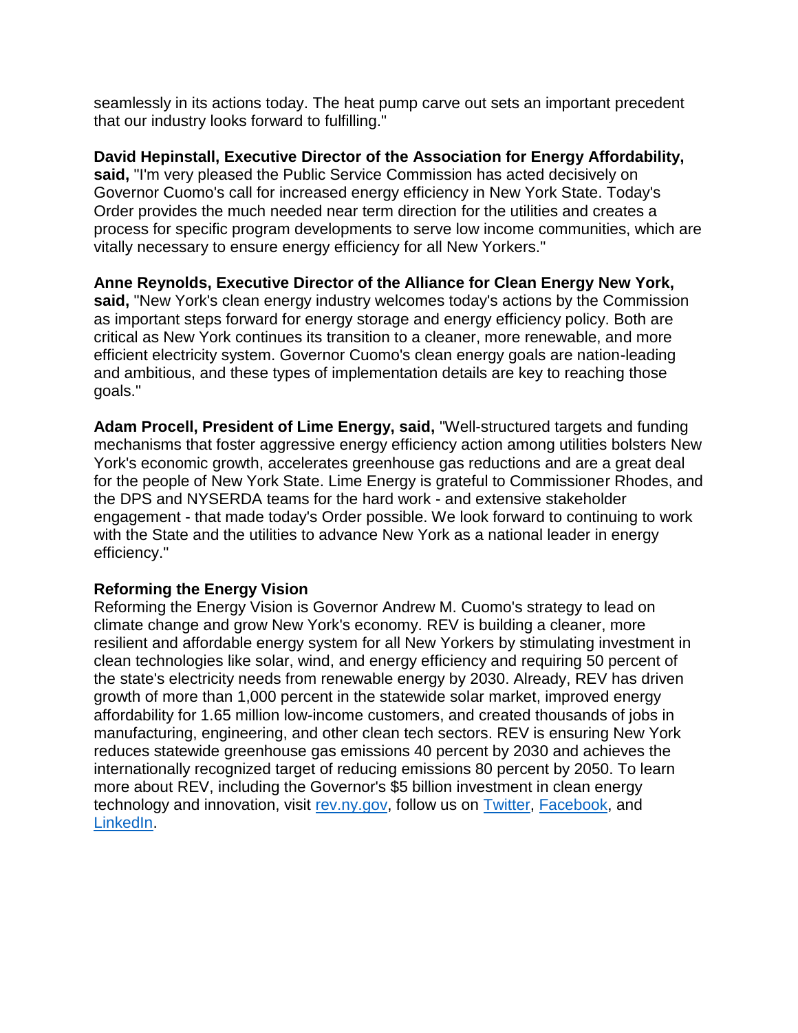seamlessly in its actions today. The heat pump carve out sets an important precedent that our industry looks forward to fulfilling."

**David Hepinstall, Executive Director of the Association for Energy Affordability, said,** "I'm very pleased the Public Service Commission has acted decisively on Governor Cuomo's call for increased energy efficiency in New York State. Today's Order provides the much needed near term direction for the utilities and creates a process for specific program developments to serve low income communities, which are vitally necessary to ensure energy efficiency for all New Yorkers."

**Anne Reynolds, Executive Director of the Alliance for Clean Energy New York, said,** "New York's clean energy industry welcomes today's actions by the Commission as important steps forward for energy storage and energy efficiency policy. Both are critical as New York continues its transition to a cleaner, more renewable, and more efficient electricity system. Governor Cuomo's clean energy goals are nation-leading and ambitious, and these types of implementation details are key to reaching those goals."

**Adam Procell, President of Lime Energy, said,** "Well-structured targets and funding mechanisms that foster aggressive energy efficiency action among utilities bolsters New York's economic growth, accelerates greenhouse gas reductions and are a great deal for the people of New York State. Lime Energy is grateful to Commissioner Rhodes, and the DPS and NYSERDA teams for the hard work - and extensive stakeholder engagement - that made today's Order possible. We look forward to continuing to work with the State and the utilities to advance New York as a national leader in energy efficiency."

**Reforming the Energy Vision**

Reforming the Energy Vision is Governor Andrew M. Cuomo's strategy to lead on climate change and grow New York's economy. REV is building a cleaner, more resilient and affordable energy system for all New Yorkers by stimulating investment in clean technologies like solar, wind, and energy efficiency and requiring 50 percent of the state's electricity needs from renewable energy by 2030. Already, REV has driven growth of more than 1,000 percent in the statewide solar market, improved energy affordability for 1.65 million low-income customers, and created thousands of jobs in manufacturing, engineering, and other clean tech sectors. REV is ensuring New York reduces statewide greenhouse gas emissions 40 percent by 2030 and achieves the internationally recognized target of reducing emissions 80 percent by 2050. To learn more about REV, including the Governor's $5 billion investment in clean energy technology and innovation, visit rev.ny.gov, follow us on Twitter, Facebook, and LinkedIn.